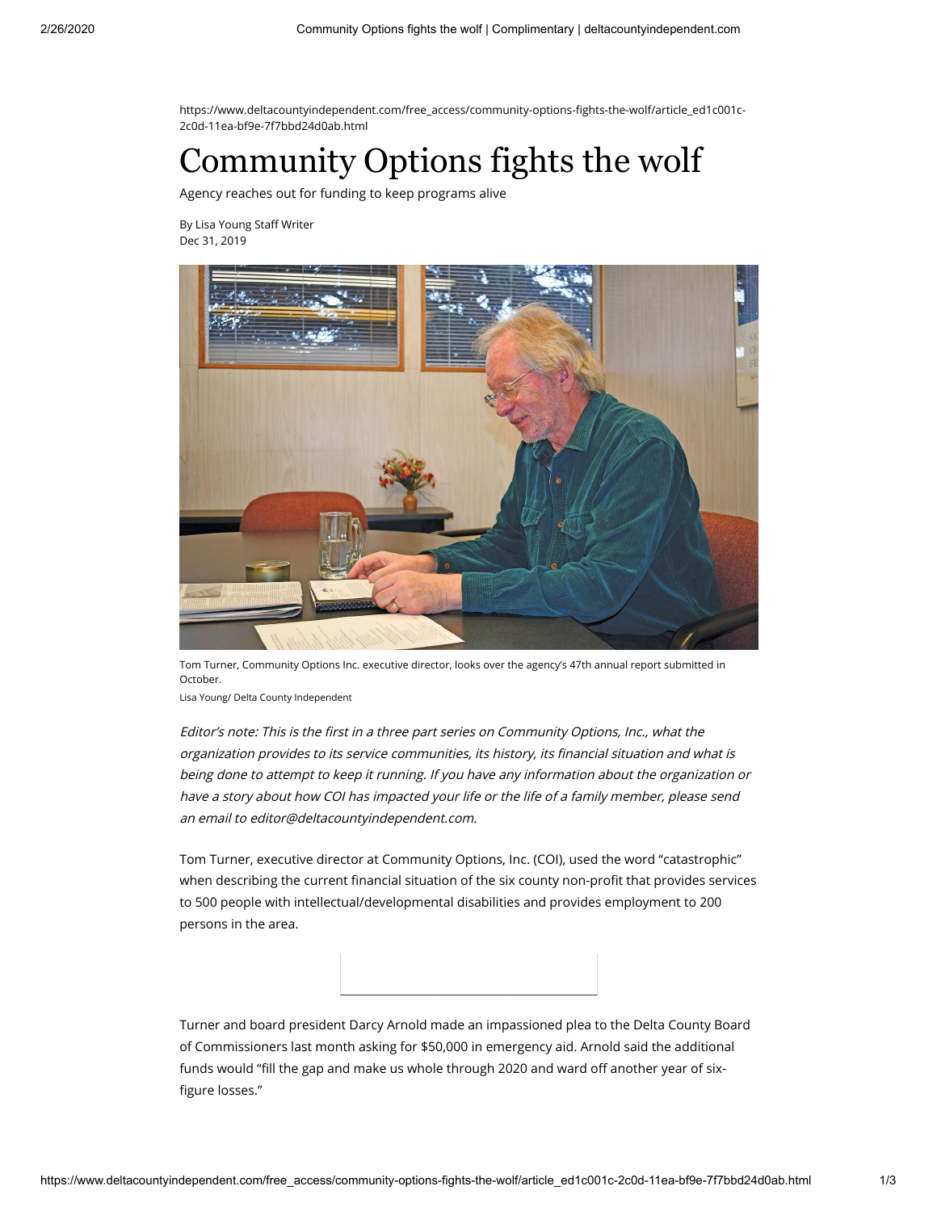https://www.deltacountyindependent.com/free_access/community-options-fights-the-wolf/article_ed1c001c-2c0d-11ea-bf9e-7f7bbd24d0ab.html

# Community Options fights the wolf

Agency reaches out for funding to keep programs alive

By Lisa Young Staff Writer
Dec 31, 2019

Tom Turner, Community Options Inc. executive director, looks over the agency's 47th annual report submitted in October.
Lisa Young/ Delta County Independent

*Editor's note: This is the first in a three part series on Community Options, Inc., what the organization provides to its service communities, its history, its financial situation and what is being done to attempt to keep it running. If you have any information about the organization or have a story about how COI has impacted your life or the life of a family member, please send an email to editor@deltacountyindependent.com.*

Tom Turner, executive director at Community Options, Inc. (COI), used the word "catastrophic" when describing the current financial situation of the six county non-profit that provides services to 500 people with intellectual/developmental disabilities and provides employment to 200 persons in the area.

Turner and board president Darcy Arnold made an impassioned plea to the Delta County Board of Commissioners last month asking for $50,000 in emergency aid. Arnold said the additional funds would "fill the gap and make us whole through 2020 and ward off another year of six-figure losses."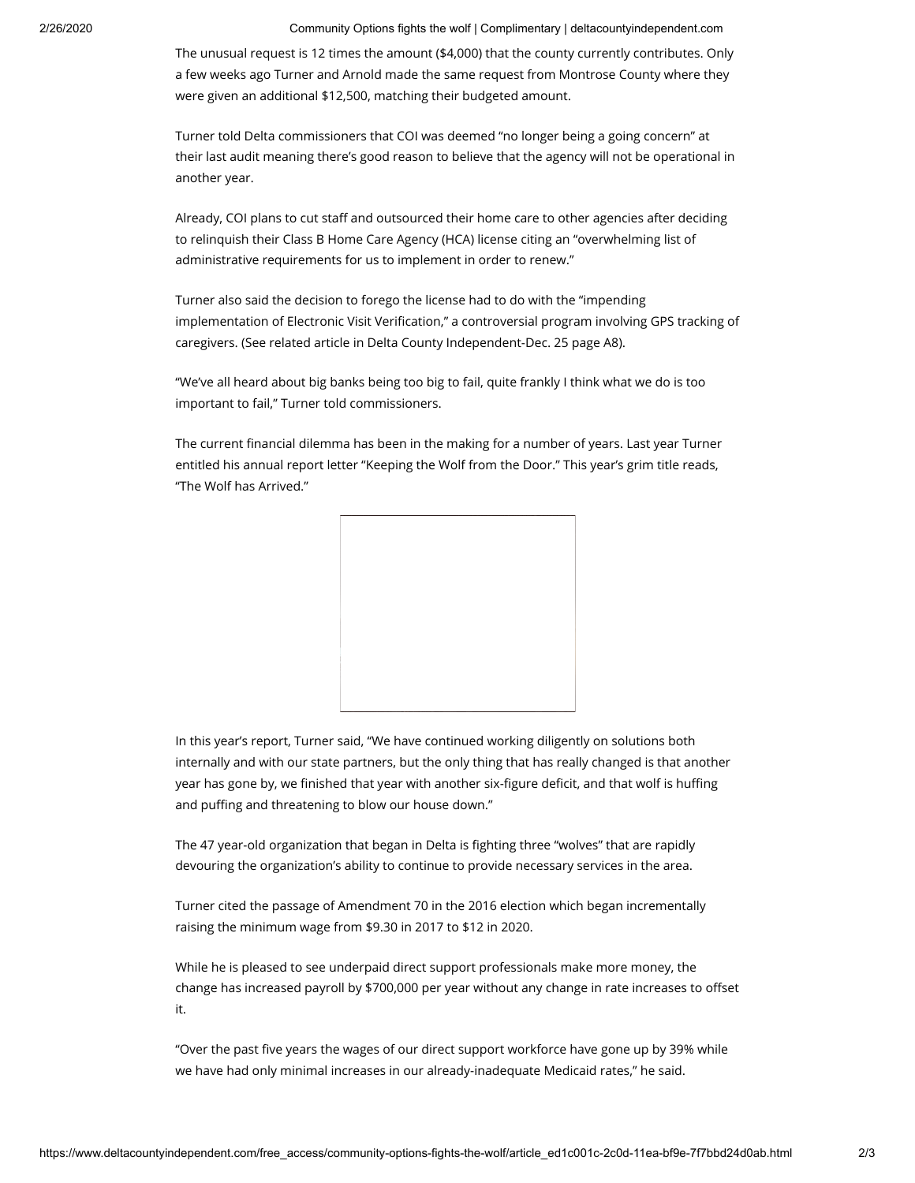The unusual request is 12 times the amount ($4,000) that the county currently contributes. Only a few weeks ago Turner and Arnold made the same request from Montrose County where they were given an additional $12,500, matching their budgeted amount.

Turner told Delta commissioners that COI was deemed "no longer being a going concern" at their last audit meaning there's good reason to believe that the agency will not be operational in another year.

Already, COI plans to cut staff and outsourced their home care to other agencies after deciding to relinquish their Class B Home Care Agency (HCA) license citing an "overwhelming list of administrative requirements for us to implement in order to renew."

Turner also said the decision to forego the license had to do with the "impending implementation of Electronic Visit Verification," a controversial program involving GPS tracking of caregivers. (See related article in Delta County Independent-Dec. 25 page A8).

"We've all heard about big banks being too big to fail, quite frankly I think what we do is too important to fail," Turner told commissioners.

The current financial dilemma has been in the making for a number of years. Last year Turner entitled his annual report letter "Keeping the Wolf from the Door." This year's grim title reads, "The Wolf has Arrived."

In this year's report, Turner said, "We have continued working diligently on solutions both internally and with our state partners, but the only thing that has really changed is that another year has gone by, we finished that year with another six-figure deficit, and that wolf is huffing and puffing and threatening to blow our house down."

The 47 year-old organization that began in Delta is fighting three "wolves" that are rapidly devouring the organization's ability to continue to provide necessary services in the area.

Turner cited the passage of Amendment 70 in the 2016 election which began incrementally raising the minimum wage from $9.30 in 2017 to $12 in 2020.

While he is pleased to see underpaid direct support professionals make more money, the change has increased payroll by $700,000 per year without any change in rate increases to offset it.

"Over the past five years the wages of our direct support workforce have gone up by 39% while we have had only minimal increases in our already-inadequate Medicaid rates," he said.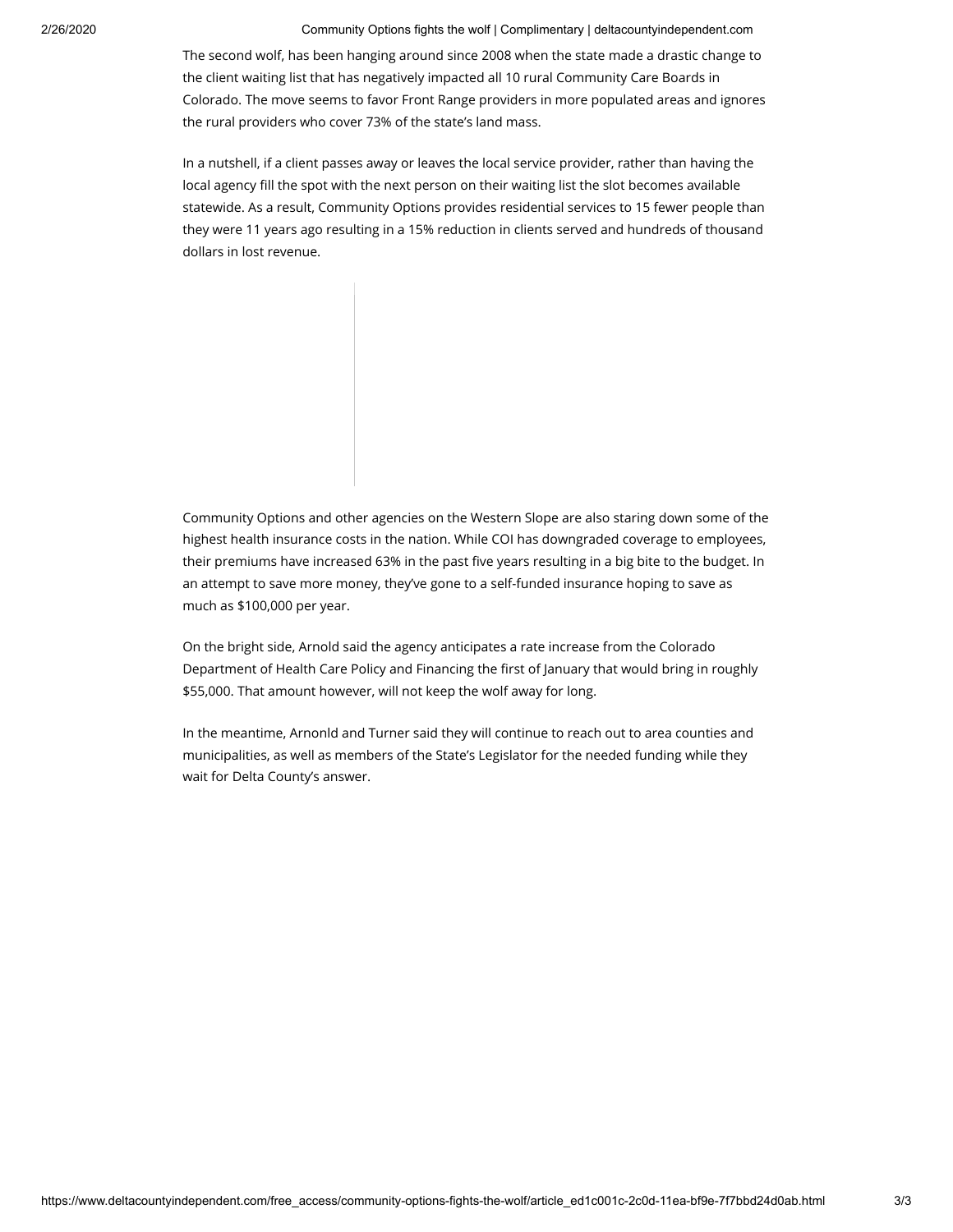The second wolf, has been hanging around since 2008 when the state made a drastic change to the client waiting list that has negatively impacted all 10 rural Community Care Boards in Colorado. The move seems to favor Front Range providers in more populated areas and ignores the rural providers who cover 73% of the state's land mass.

In a nutshell, if a client passes away or leaves the local service provider, rather than having the local agency fill the spot with the next person on their waiting list the slot becomes available statewide. As a result, Community Options provides residential services to 15 fewer people than they were 11 years ago resulting in a 15% reduction in clients served and hundreds of thousand dollars in lost revenue.

Community Options and other agencies on the Western Slope are also staring down some of the highest health insurance costs in the nation. While COI has downgraded coverage to employees, their premiums have increased 63% in the past five years resulting in a big bite to the budget. In an attempt to save more money, they've gone to a self-funded insurance hoping to save as much as $100,000 per year.

On the bright side, Arnold said the agency anticipates a rate increase from the Colorado Department of Health Care Policy and Financing the first of January that would bring in roughly $55,000. That amount however, will not keep the wolf away for long.

In the meantime, Arnonld and Turner said they will continue to reach out to area counties and municipalities, as well as members of the State's Legislator for the needed funding while they wait for Delta County's answer.